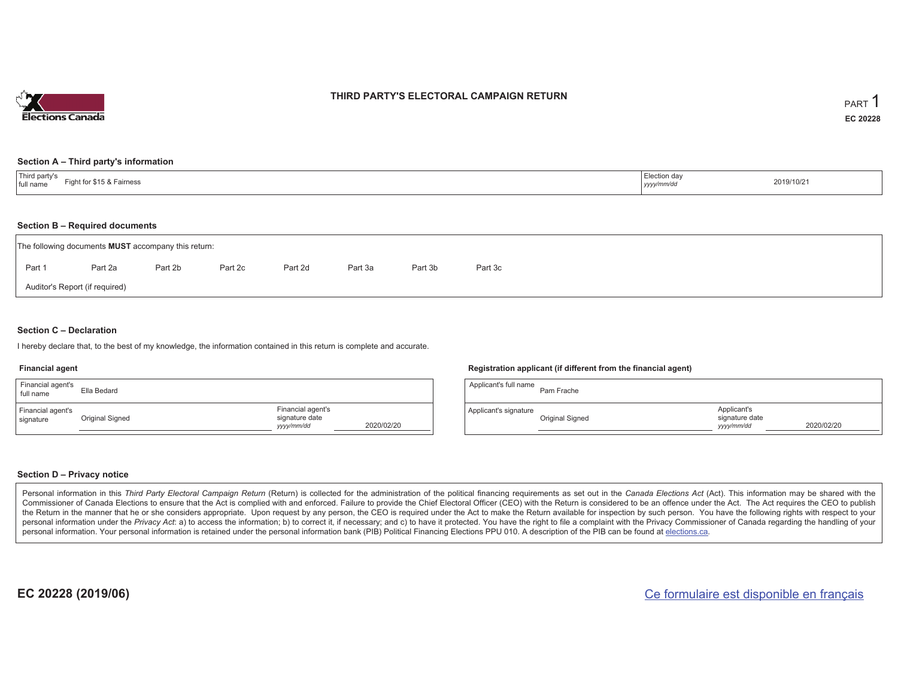# THIRD PARTY'S ELECTORAL CAMPAIGN RETURN

PART 1

**EC 20228**

## Section A – Third party's information

| Third party's full name | Fight for $15 & Fairness | Election day *yyyy/mm/dd* | 2019/10/21 |
|---|---|---|---|

## Section B – Required documents

The following documents **MUST** accompany this return:

Part 1 &nbsp;&nbsp; Part 2a &nbsp;&nbsp; Part 2b &nbsp;&nbsp; Part 2c &nbsp;&nbsp; Part 2d &nbsp;&nbsp; Part 3a &nbsp;&nbsp; Part 3b &nbsp;&nbsp; Part 3c

Auditor's Report (if required)

## Section C – Declaration

I hereby declare that, to the best of my knowledge, the information contained in this return is complete and accurate.

### Financial agent

| Financial agent's full name | Ella Bedard | | |
|---|---|---|---|
| Financial agent's signature | Original Signed | Financial agent's signature date *yyyy/mm/dd* | 2020/02/20 |

### Registration applicant (if different from the financial agent)

| Applicant's full name | Pam Frache | | |
|---|---|---|---|
| Applicant's signature | Original Signed | Applicant's signature date *yyyy/mm/dd* | 2020/02/20 |

## Section D – Privacy notice

Personal information in this *Third Party Electoral Campaign Return* (Return) is collected for the administration of the political financing requirements as set out in the *Canada Elections Act* (Act). This information may be shared with the Commissioner of Canada Elections to ensure that the Act is complied with and enforced. Failure to provide the Chief Electoral Officer (CEO) with the Return is considered to be an offence under the Act. The Act requires the CEO to publish the Return in the manner that he or she considers appropriate. Upon request by any person, the CEO is required under the Act to make the Return available for inspection by such person. You have the following rights with respect to your personal information under the *Privacy Act*: a) to access the information; b) to correct it, if necessary; and c) to have it protected. You have the right to file a complaint with the Privacy Commissioner of Canada regarding the handling of your personal information. Your personal information is retained under the personal information bank (PIB) Political Financing Elections PPU 010. A description of the PIB can be found at elections.ca.

**EC 20228 (2019/06)**

Ce formulaire est disponible en français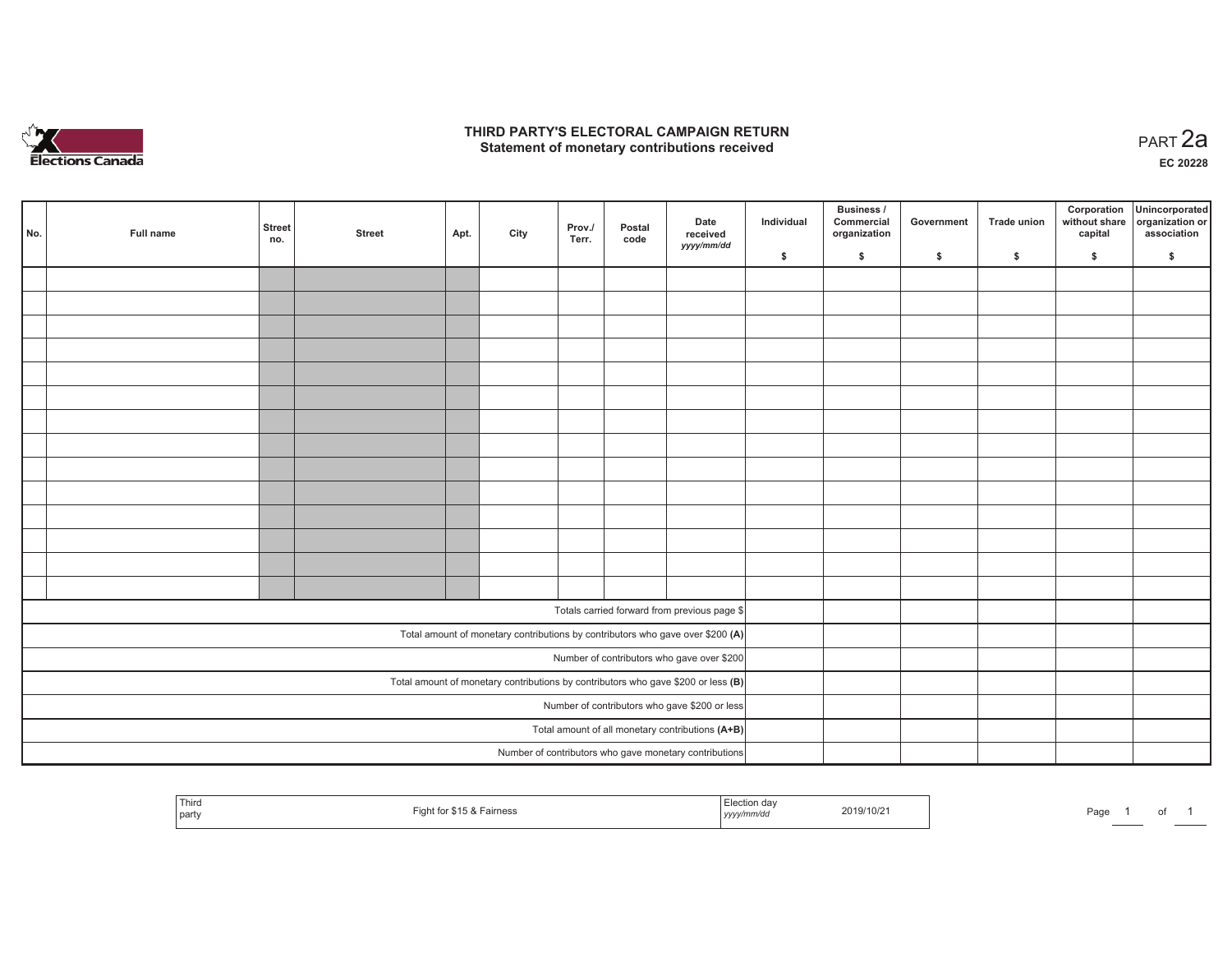# THIRD PARTY'S ELECTORAL CAMPAIGN RETURN
## Statement of monetary contributions received

PART 2a

EC 20228

| No. | Full name | Street no. | Street | Apt. | City | Prov./ Terr. | Postal code | Date received yyyy/mm/dd | Individual $ | Business / Commercial organization $ | Government $ | Trade union $ | Corporation without share capital $ | Unincorporated organization or association $ |
|---|---|---|---|---|---|---|---|---|---|---|---|---|---|---|
| | | | | | | | | | | | | | | |
| | | | | | | | | | | | | | | |
| | | | | | | | | | | | | | | |
| | | | | | | | | | | | | | | |
| | | | | | | | | | | | | | | |
| | | | | | | | | | | | | | | |
| | | | | | | | | | | | | | | |
| | | | | | | | | | | | | | | |
| | | | | | | | | | | | | | | |
| | | | | | | | | | | | | | | |
| | | | | | | | | | | | | | | |
| | | | | | | | | | | | | | | |
| | | | | | | | | | | | | | | |
| | | | | | | | | | | | | | | |
| Totals carried forward from previous page $ | | | | | | | | | | | | | | |
| Total amount of monetary contributions by contributors who gave over $200 **(A)** | | | | | | | | | | | | | | |
| Number of contributors who gave over $200 | | | | | | | | | | | | | | |
| Total amount of monetary contributions by contributors who gave $200 or less **(B)** | | | | | | | | | | | | | | |
| Number of contributors who gave $200 or less | | | | | | | | | | | | | | |
| Total amount of all monetary contributions **(A+B)** | | | | | | | | | | | | | | |
| Number of contributors who gave monetary contributions | | | | | | | | | | | | | | |

| Third party | Fight for $15 & Fairness | Election day yyyy/mm/dd | 2019/10/21 |
|---|---|---|---|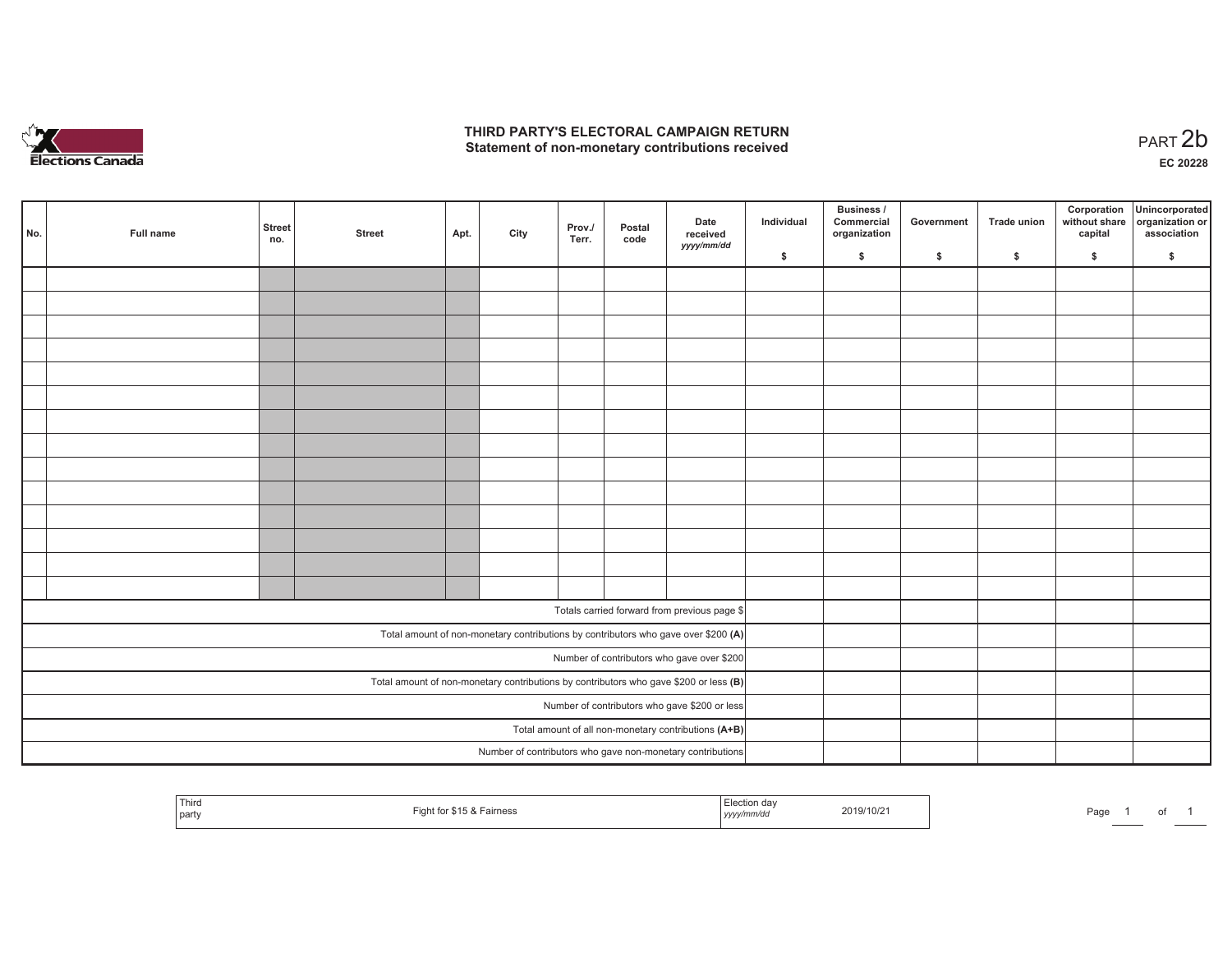# THIRD PARTY'S ELECTORAL CAMPAIGN RETURN
## Statement of non-monetary contributions received

PART 2b

EC 20228

| No. | Full name | Street no. | Street | Apt. | City | Prov./ Terr. | Postal code | Date received yyyy/mm/dd | Individual $ | Business / Commercial organization $ | Government $ | Trade union $ | Corporation without share capital $ | Unincorporated organization or association $ |
|---|---|---|---|---|---|---|---|---|---|---|---|---|---|---|
| | | | | | | | | | | | | | | |
| | | | | | | | | | | | | | | |
| | | | | | | | | | | | | | | |
| | | | | | | | | | | | | | | |
| | | | | | | | | | | | | | | |
| | | | | | | | | | | | | | | |
| | | | | | | | | | | | | | | |
| | | | | | | | | | | | | | | |
| | | | | | | | | | | | | | | |
| | | | | | | | | | | | | | | |
| | | | | | | | | | | | | | | |
| | | | | | | | | | | | | | | |
| | | | | | | | | | | | | | | |
| | | | | | | | | | | | | | | |
| Totals carried forward from previous page $ | | | | | | | | | | | | | | |
| Total amount of non-monetary contributions by contributors who gave over $200 (A) | | | | | | | | | | | | | | |
| Number of contributors who gave over $200 | | | | | | | | | | | | | | |
| Total amount of non-monetary contributions by contributors who gave $200 or less (B) | | | | | | | | | | | | | | |
| Number of contributors who gave $200 or less | | | | | | | | | | | | | | |
| Total amount of all non-monetary contributions (A+B) | | | | | | | | | | | | | | |
| Number of contributors who gave non-monetary contributions | | | | | | | | | | | | | | |

| Third party | Fight for $15 & Fairness | Election day yyyy/mm/dd | 2019/10/21 |
|---|---|---|---|

Page 1 of 1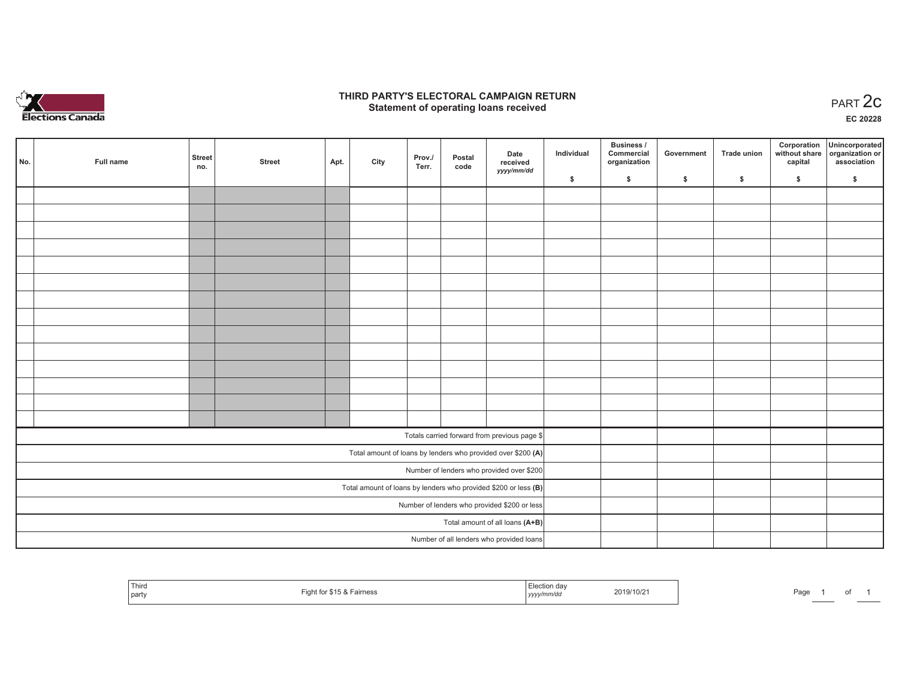# THIRD PARTY'S ELECTORAL CAMPAIGN RETURN
## Statement of operating loans received

PART 2c

EC 20228

| No. | Full name | Street no. | Street | Apt. | City | Prov./ Terr. | Postal code | Date received *yyyy/mm/dd* | Individual $ | Business / Commercial organization $ | Government $ | Trade union $ | Corporation without share capital $ | Unincorporated organization or association $ |
|---|---|---|---|---|---|---|---|---|---|---|---|---|---|---|
| | | | | | | | | | | | | | | |
| | | | | | | | | | | | | | | |
| | | | | | | | | | | | | | | |
| | | | | | | | | | | | | | | |
| | | | | | | | | | | | | | | |
| | | | | | | | | | | | | | | |
| | | | | | | | | | | | | | | |
| | | | | | | | | | | | | | | |
| | | | | | | | | | | | | | | |
| | | | | | | | | | | | | | | |
| | | | | | | | | | | | | | | |
| | | | | | | | | | | | | | | |
| | | | | | | | | | | | | | | |
| | | | | | | | | | | | | | | |
| Totals carried forward from previous page $ | | | | | | | | | | | | | | |
| Total amount of loans by lenders who provided over $200 **(A)** | | | | | | | | | | | | | | |
| Number of lenders who provided over $200 | | | | | | | | | | | | | | |
| Total amount of loans by lenders who provided $200 or less **(B)** | | | | | | | | | | | | | | |
| Number of lenders who provided $200 or less | | | | | | | | | | | | | | |
| Total amount of all loans **(A+B)** | | | | | | | | | | | | | | |
| Number of all lenders who provided loans | | | | | | | | | | | | | | |

| Third party | Fight for $15 & Fairness | Election day *yyyy/mm/dd* | 2019/10/21 |
|---|---|---|---|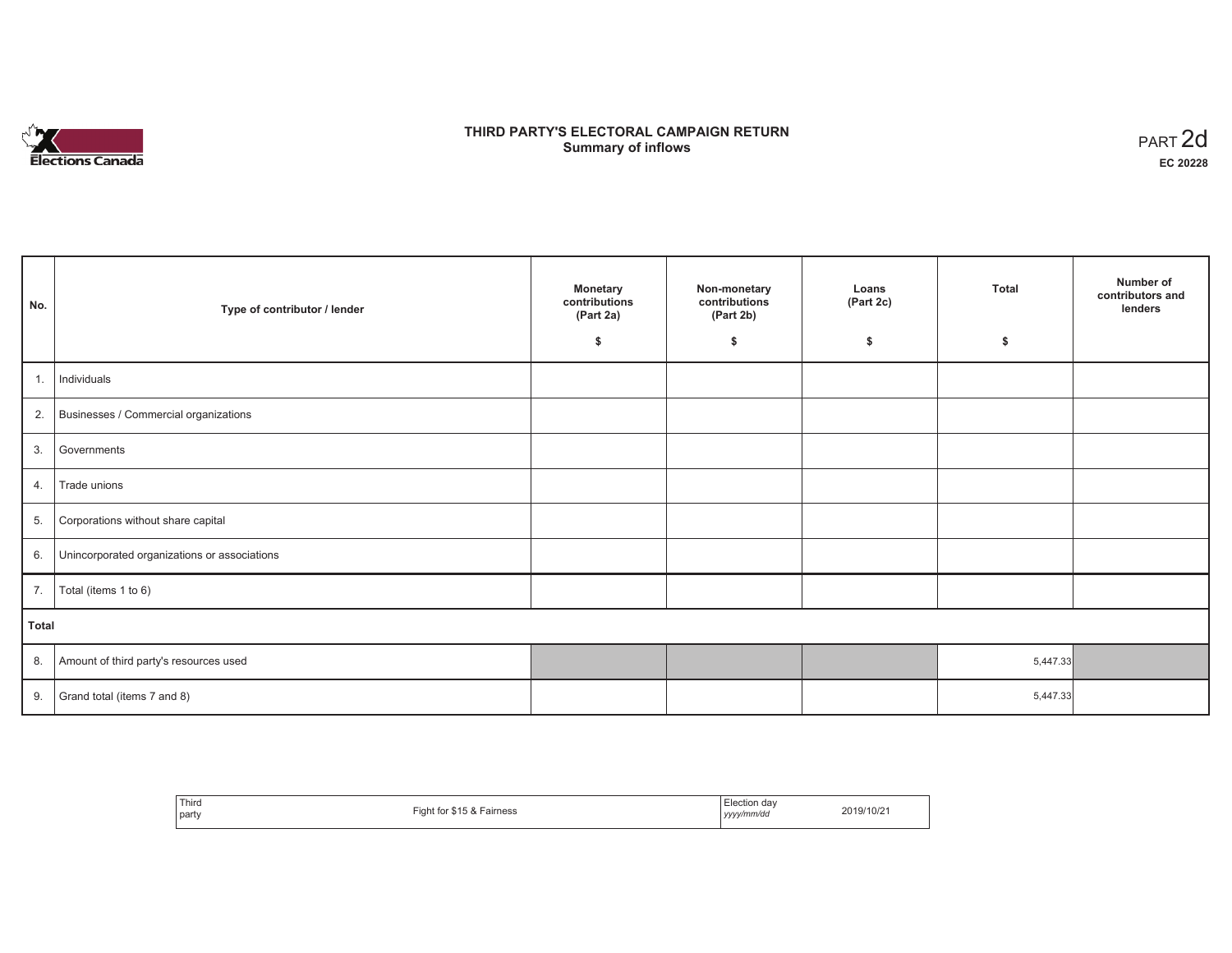# THIRD PARTY'S ELECTORAL CAMPAIGN RETURN
## Summary of inflows

PART 2d

EC 20228

| No. | Type of contributor / lender | Monetary contributions (Part 2a) $ | Non-monetary contributions (Part 2b) $ | Loans (Part 2c) $ | Total $ | Number of contributors and lenders |
|---|---|---|---|---|---|---|
| 1. | Individuals | | | | | |
| 2. | Businesses / Commercial organizations | | | | | |
| 3. | Governments | | | | | |
| 4. | Trade unions | | | | | |
| 5. | Corporations without share capital | | | | | |
| 6. | Unincorporated organizations or associations | | | | | |
| 7. | Total (items 1 to 6) | | | | | |
| **Total** | | | | | | |
| 8. | Amount of third party's resources used | | | | 5,447.33 | |
| 9. | Grand total (items 7 and 8) | | | | 5,447.33 | |

| Third party | Fight for $15 & Fairness | Election day *yyyy/mm/dd* | 2019/10/21 |
|---|---|---|---|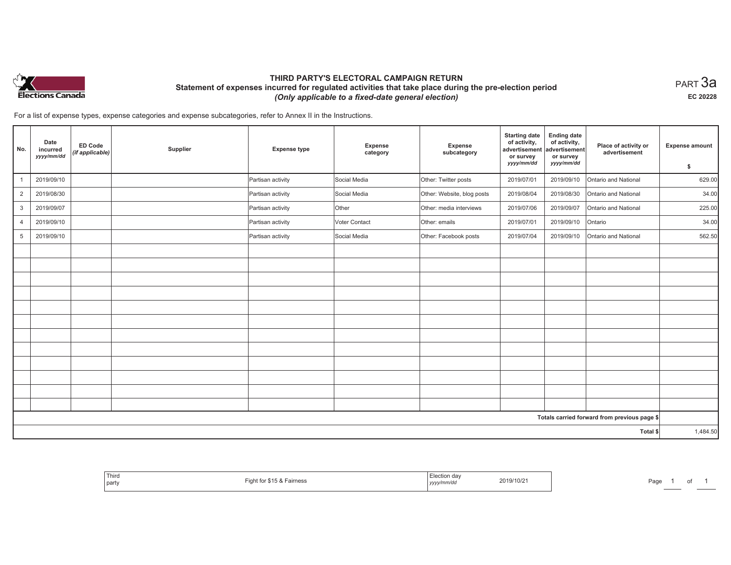# THIRD PARTY'S ELECTORAL CAMPAIGN RETURN

## Statement of expenses incurred for regulated activities that take place during the pre-election period

*(Only applicable to a fixed-date general election)*

PART 3a

EC 20228

For a list of expense types, expense categories and expense subcategories, refer to Annex II in the Instructions.

| No. | Date incurred *yyyy/mm/dd* | ED Code *(if applicable)* | Supplier | Expense type | Expense category | Expense subcategory | Starting date of activity, advertisement or survey *yyyy/mm/dd* | Ending date of activity, advertisement or survey *yyyy/mm/dd* | Place of activity or advertisement | Expense amount $ |
|---|---|---|---|---|---|---|---|---|---|---|
| 1 | 2019/09/10 | | | Partisan activity | Social Media | Other: Twitter posts | 2019/07/01 | 2019/09/10 | Ontario and National | 629.00 |
| 2 | 2019/08/30 | | | Partisan activity | Social Media | Other: Website, blog posts | 2019/08/04 | 2019/08/30 | Ontario and National | 34.00 |
| 3 | 2019/09/07 | | | Partisan activity | Other | Other: media interviews | 2019/07/06 | 2019/09/07 | Ontario and National | 225.00 |
| 4 | 2019/09/10 | | | Partisan activity | Voter Contact | Other: emails | 2019/07/01 | 2019/09/10 | Ontario | 34.00 |
| 5 | 2019/09/10 | | | Partisan activity | Social Media | Other: Facebook posts | 2019/07/04 | 2019/09/10 | Ontario and National | 562.50 |
| | | | | | | | | | Totals carried forward from previous page $ | |
| | | | | | | | | | Total $ | 1,484.50 |

| Third party | Fight for $15 & Fairness | Election day *yyyy/mm/dd* | 2019/10/21 |
|---|---|---|---|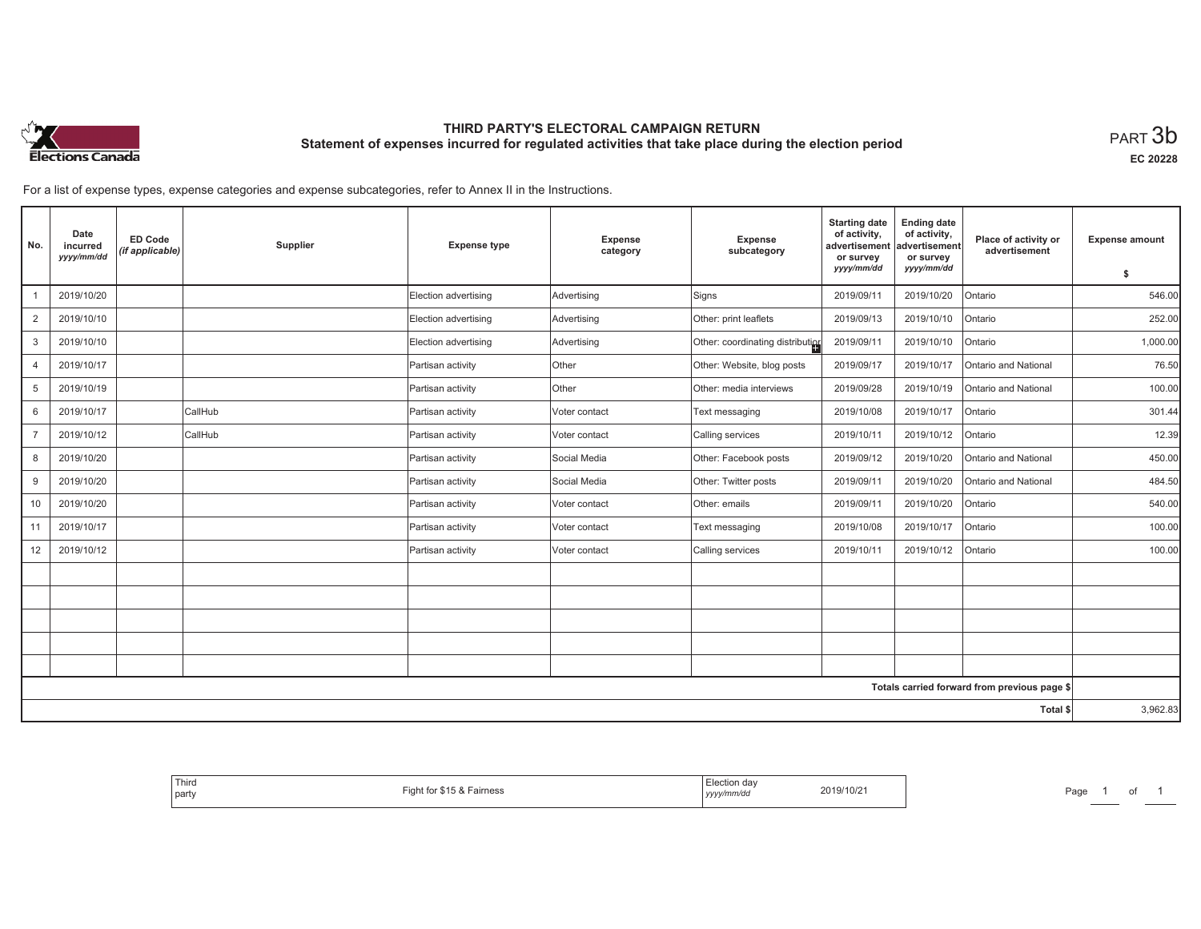# THIRD PARTY'S ELECTORAL CAMPAIGN RETURN

## Statement of expenses incurred for regulated activities that take place during the election period

PART 3b

EC 20228

For a list of expense types, expense categories and expense subcategories, refer to Annex II in the Instructions.

| No. | Date incurred *yyyy/mm/dd* | ED Code *(if applicable)* | Supplier | Expense type | Expense category | Expense subcategory | Starting date of activity, advertisement or survey *yyyy/mm/dd* | Ending date of activity, advertisement or survey *yyyy/mm/dd* | Place of activity or advertisement | Expense amount $ |
|---|---|---|---|---|---|---|---|---|---|---|
| 1 | 2019/10/20 | | | Election advertising | Advertising | Signs | 2019/09/11 | 2019/10/20 | Ontario | 546.00 |
| 2 | 2019/10/10 | | | Election advertising | Advertising | Other: print leaflets | 2019/09/13 | 2019/10/10 | Ontario | 252.00 |
| 3 | 2019/10/10 | | | Election advertising | Advertising | Other: coordinating distributior | 2019/09/11 | 2019/10/10 | Ontario | 1,000.00 |
| 4 | 2019/10/17 | | | Partisan activity | Other | Other: Website, blog posts | 2019/09/17 | 2019/10/17 | Ontario and National | 76.50 |
| 5 | 2019/10/19 | | | Partisan activity | Other | Other: media interviews | 2019/09/28 | 2019/10/19 | Ontario and National | 100.00 |
| 6 | 2019/10/17 | | CallHub | Partisan activity | Voter contact | Text messaging | 2019/10/08 | 2019/10/17 | Ontario | 301.44 |
| 7 | 2019/10/12 | | CallHub | Partisan activity | Voter contact | Calling services | 2019/10/11 | 2019/10/12 | Ontario | 12.39 |
| 8 | 2019/10/20 | | | Partisan activity | Social Media | Other: Facebook posts | 2019/09/12 | 2019/10/20 | Ontario and National | 450.00 |
| 9 | 2019/10/20 | | | Partisan activity | Social Media | Other: Twitter posts | 2019/09/11 | 2019/10/20 | Ontario and National | 484.50 |
| 10 | 2019/10/20 | | | Partisan activity | Voter contact | Other: emails | 2019/09/11 | 2019/10/20 | Ontario | 540.00 |
| 11 | 2019/10/17 | | | Partisan activity | Voter contact | Text messaging | 2019/10/08 | 2019/10/17 | Ontario | 100.00 |
| 12 | 2019/10/12 | | | Partisan activity | Voter contact | Calling services | 2019/10/11 | 2019/10/12 | Ontario | 100.00 |
| | | | | | | | | | | |
| | | | | | | | | | | |
| | | | | | | | | | | |
| | | | | | | | | | | |
| | | | | | | | | | | |
| | | | | | | | | | Totals carried forward from previous page $ | |
| | | | | | | | | | Total $ | 3,962.83 |

| Third party | Fight for $15 & Fairness | Election day *yyyy/mm/dd* | 2019/10/21 |
|---|---|---|---|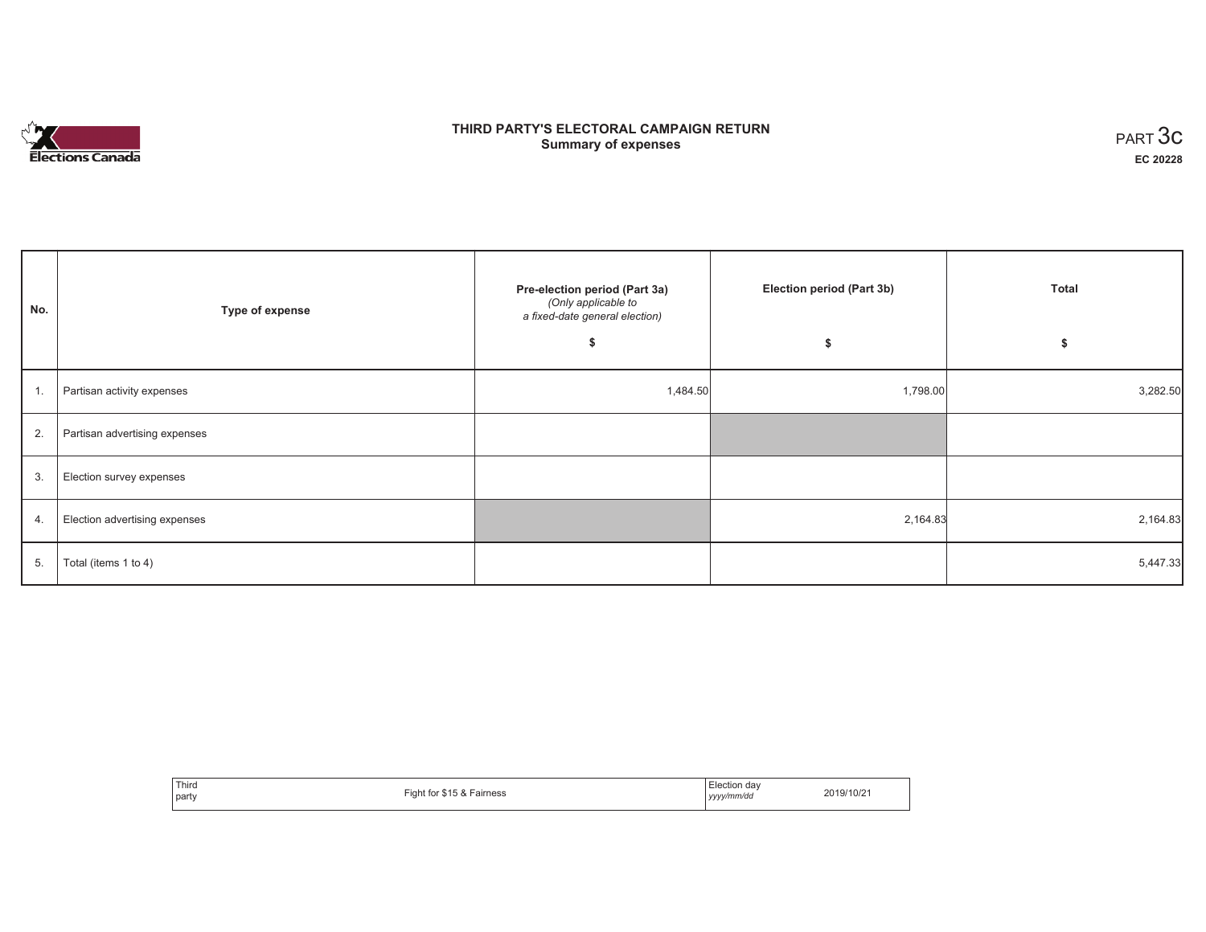# THIRD PARTY'S ELECTORAL CAMPAIGN RETURN
## Summary of expenses

PART 3c
**EC 20228**

| No. | Type of expense | Pre-election period (Part 3a) *(Only applicable to a fixed-date general election)* $ | Election period (Part 3b) $ | Total $ |
|---|---|---|---|---|
| 1. | Partisan activity expenses | 1,484.50 | 1,798.00 | 3,282.50 |
| 2. | Partisan advertising expenses | | | |
| 3. | Election survey expenses | | | |
| 4. | Election advertising expenses | | 2,164.83 | 2,164.83 |
| 5. | Total (items 1 to 4) | | | 5,447.33 |

| Third party | Fight for $15 & Fairness | Election day *yyyy/mm/dd* | 2019/10/21 |
|---|---|---|---|